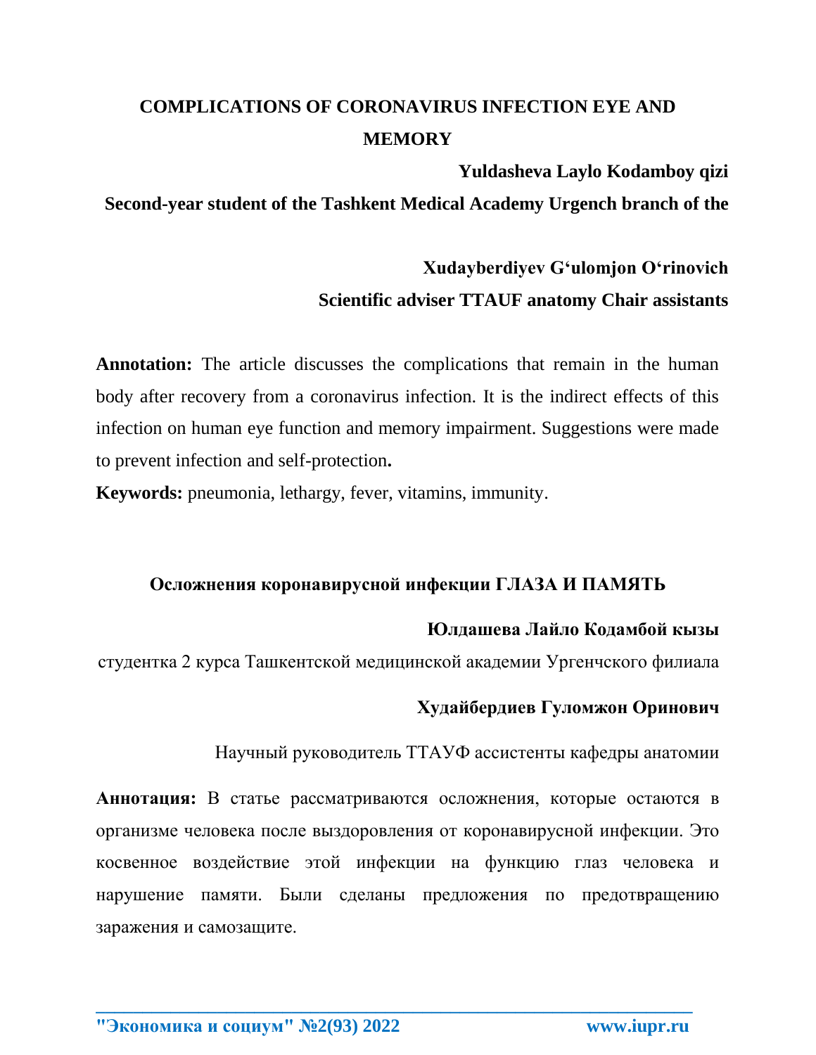# COMPLICATIONS OF CORONAVIRUS INFECTION EYE AND MEMORY

**Yuldasheva Laylo Kodamboy qizi**

**Second-year student of the Tashkent Medical Academy Urgench branch of the**

**Xudayberdiyev G'ulomjon O'rinovich**

**Scientific adviser TTAUF anatomy Chair assistants**

**Annotation:** The article discusses the complications that remain in the human body after recovery from a coronavirus infection. It is the indirect effects of this infection on human eye function and memory impairment. Suggestions were made to prevent infection and self-protection**.**

**Keywords:** pneumonia, lethargy, fever, vitamins, immunity.

## Осложнения коронавирусной инфекции ГЛАЗА И ПАМЯТЬ

**Юлдашева Лайло Кодамбой кызы**

студентка 2 курса Ташкентской медицинской академии Ургенчского филиала

**Худайбердиев Гуломжон Оринович**

Научный руководитель ТТАУФ ассистенты кафедры анатомии

**Аннотация:** В статье рассматриваются осложнения, которые остаются в организме человека после выздоровления от коронавирусной инфекции. Это косвенное воздействие этой инфекции на функцию глаз человека и нарушение памяти. Были сделаны предложения по предотвращению заражения и самозащите.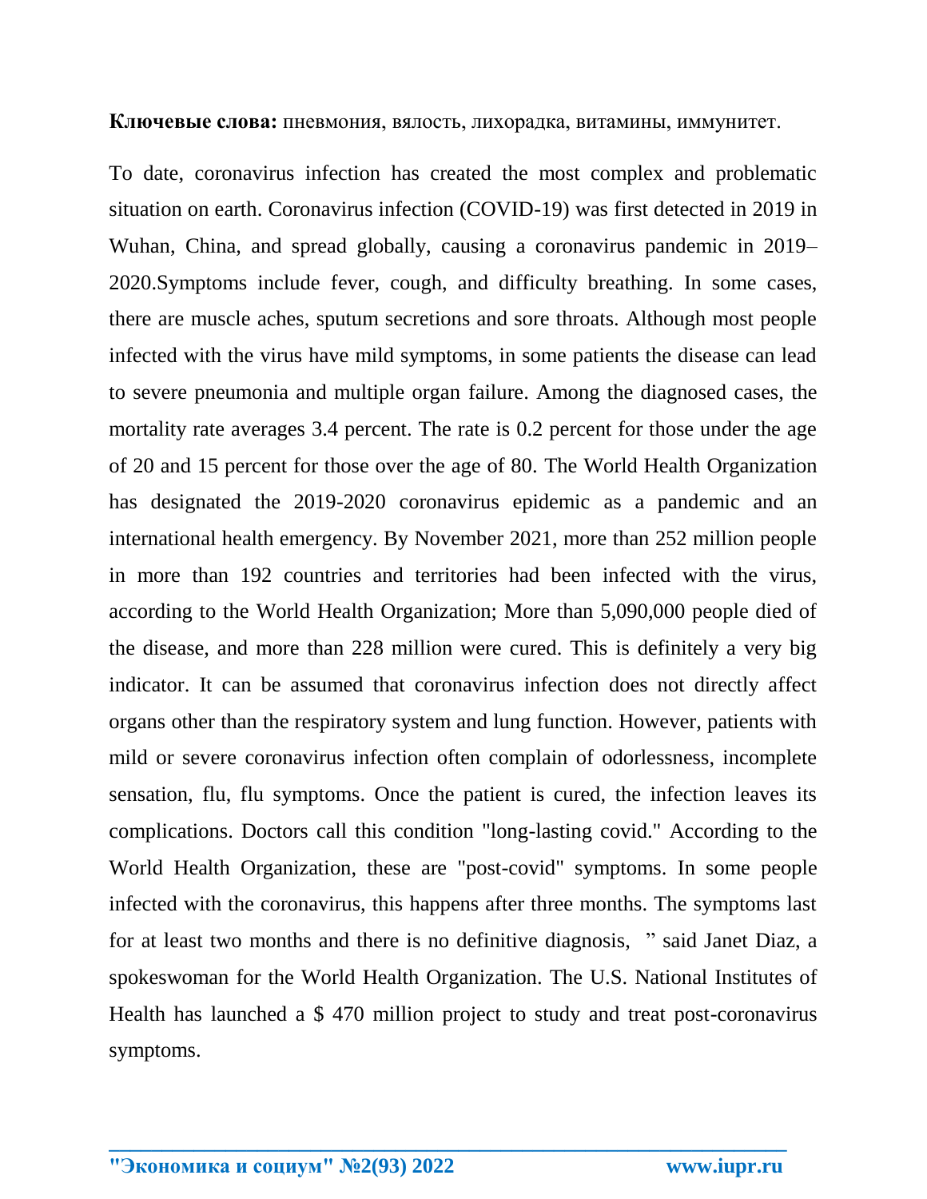**Ключевые слова:** пневмония, вялость, лихорадка, витамины, иммунитет.

To date, coronavirus infection has created the most complex and problematic situation on earth. Coronavirus infection (COVID-19) was first detected in 2019 in Wuhan, China, and spread globally, causing a coronavirus pandemic in 2019–2020.Symptoms include fever, cough, and difficulty breathing. In some cases, there are muscle aches, sputum secretions and sore throats. Although most people infected with the virus have mild symptoms, in some patients the disease can lead to severe pneumonia and multiple organ failure. Among the diagnosed cases, the mortality rate averages 3.4 percent. The rate is 0.2 percent for those under the age of 20 and 15 percent for those over the age of 80. The World Health Organization has designated the 2019-2020 coronavirus epidemic as a pandemic and an international health emergency. By November 2021, more than 252 million people in more than 192 countries and territories had been infected with the virus, according to the World Health Organization; More than 5,090,000 people died of the disease, and more than 228 million were cured. This is definitely a very big indicator. It can be assumed that coronavirus infection does not directly affect organs other than the respiratory system and lung function. However, patients with mild or severe coronavirus infection often complain of odorlessness, incomplete sensation, flu, flu symptoms. Once the patient is cured, the infection leaves its complications. Doctors call this condition "long-lasting covid." According to the World Health Organization, these are "post-covid" symptoms. In some people infected with the coronavirus, this happens after three months. The symptoms last for at least two months and there is no definitive diagnosis, " said Janet Diaz, a spokeswoman for the World Health Organization. The U.S. National Institutes of Health has launched a $ 470 million project to study and treat post-coronavirus symptoms.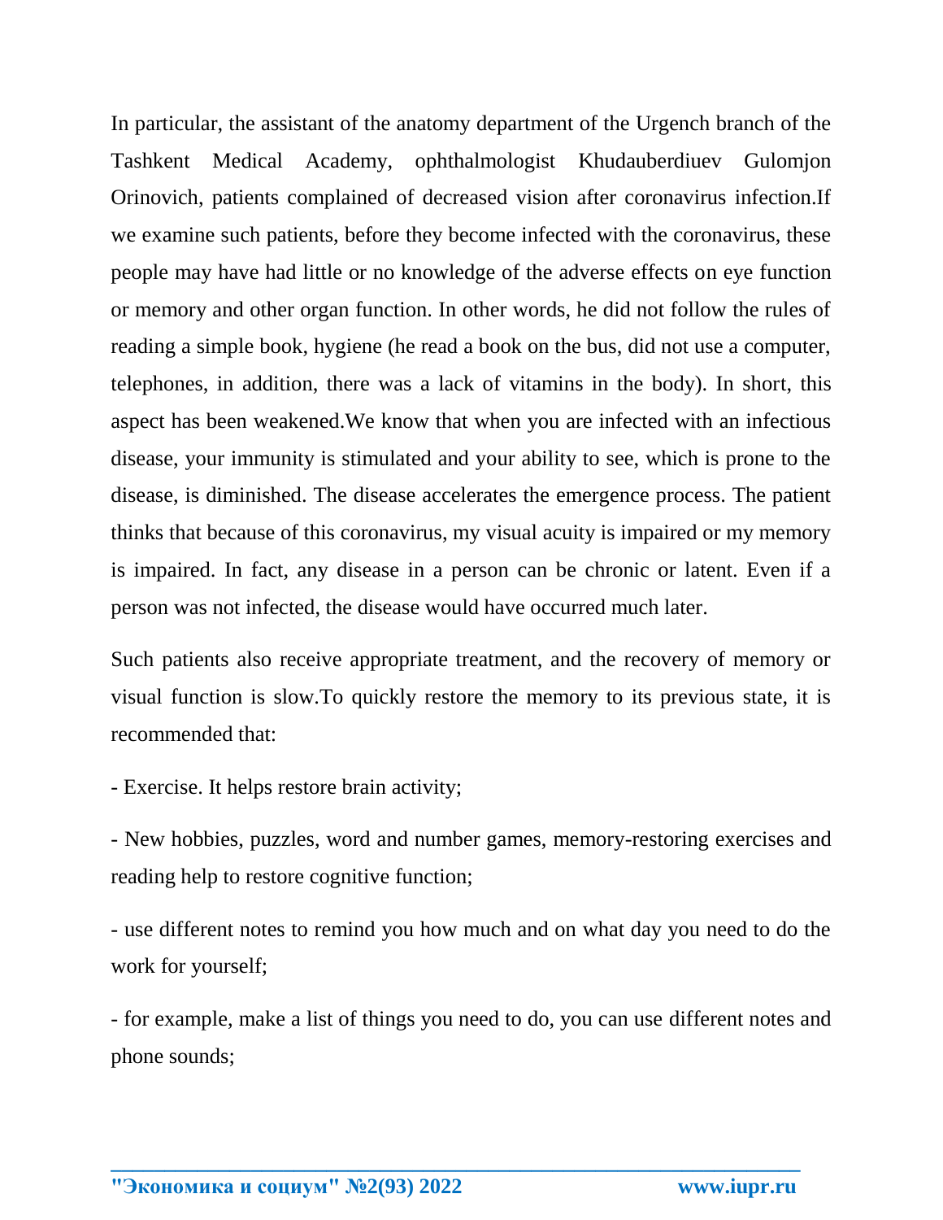In particular, the assistant of the anatomy department of the Urgench branch of the Tashkent Medical Academy, ophthalmologist Khudauberdiuev Gulomjon Orinovich, patients complained of decreased vision after coronavirus infection.If we examine such patients, before they become infected with the coronavirus, these people may have had little or no knowledge of the adverse effects on eye function or memory and other organ function. In other words, he did not follow the rules of reading a simple book, hygiene (he read a book on the bus, did not use a computer, telephones, in addition, there was a lack of vitamins in the body). In short, this aspect has been weakened.We know that when you are infected with an infectious disease, your immunity is stimulated and your ability to see, which is prone to the disease, is diminished. The disease accelerates the emergence process. The patient thinks that because of this coronavirus, my visual acuity is impaired or my memory is impaired. In fact, any disease in a person can be chronic or latent. Even if a person was not infected, the disease would have occurred much later.

Such patients also receive appropriate treatment, and the recovery of memory or visual function is slow.To quickly restore the memory to its previous state, it is recommended that:

- Exercise. It helps restore brain activity;

- New hobbies, puzzles, word and number games, memory-restoring exercises and reading help to restore cognitive function;

- use different notes to remind you how much and on what day you need to do the work for yourself;

- for example, make a list of things you need to do, you can use different notes and phone sounds;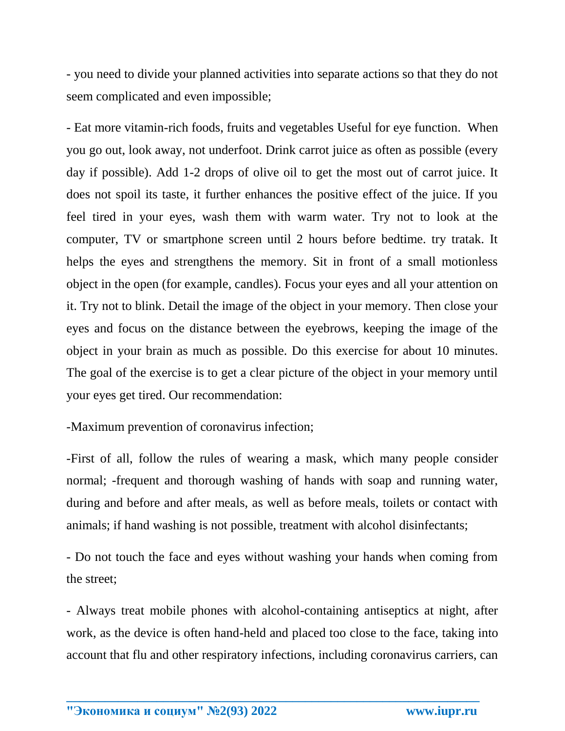- you need to divide your planned activities into separate actions so that they do not seem complicated and even impossible;

- Eat more vitamin-rich foods, fruits and vegetables Useful for eye function. When you go out, look away, not underfoot. Drink carrot juice as often as possible (every day if possible). Add 1-2 drops of olive oil to get the most out of carrot juice. It does not spoil its taste, it further enhances the positive effect of the juice. If you feel tired in your eyes, wash them with warm water. Try not to look at the computer, TV or smartphone screen until 2 hours before bedtime. try tratak. It helps the eyes and strengthens the memory. Sit in front of a small motionless object in the open (for example, candles). Focus your eyes and all your attention on it. Try not to blink. Detail the image of the object in your memory. Then close your eyes and focus on the distance between the eyebrows, keeping the image of the object in your brain as much as possible. Do this exercise for about 10 minutes. The goal of the exercise is to get a clear picture of the object in your memory until your eyes get tired. Our recommendation:

-Maximum prevention of coronavirus infection;

-First of all, follow the rules of wearing a mask, which many people consider normal; -frequent and thorough washing of hands with soap and running water, during and before and after meals, as well as before meals, toilets or contact with animals; if hand washing is not possible, treatment with alcohol disinfectants;

- Do not touch the face and eyes without washing your hands when coming from the street;

- Always treat mobile phones with alcohol-containing antiseptics at night, after work, as the device is often hand-held and placed too close to the face, taking into account that flu and other respiratory infections, including coronavirus carriers, can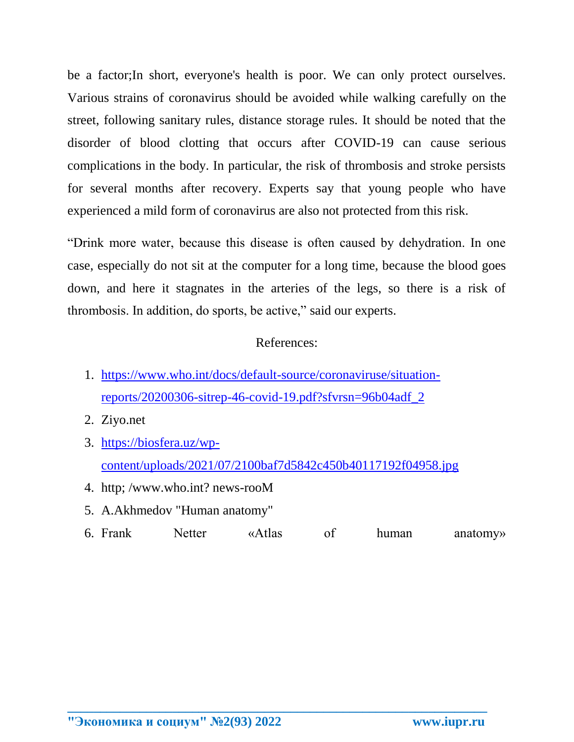be a factor;In short, everyone's health is poor. We can only protect ourselves. Various strains of coronavirus should be avoided while walking carefully on the street, following sanitary rules, distance storage rules. It should be noted that the disorder of blood clotting that occurs after COVID-19 can cause serious complications in the body. In particular, the risk of thrombosis and stroke persists for several months after recovery. Experts say that young people who have experienced a mild form of coronavirus are also not protected from this risk.

“Drink more water, because this disease is often caused by dehydration. In one case, especially do not sit at the computer for a long time, because the blood goes down, and here it stagnates in the arteries of the legs, so there is a risk of thrombosis. In addition, do sports, be active,” said our experts.

References:

1. https://www.who.int/docs/default-source/coronaviruse/situation-reports/20200306-sitrep-46-covid-19.pdf?sfvrsn=96b04adf_2
2. Ziyo.net
3. https://biosfera.uz/wp-content/uploads/2021/07/2100baf7d5842c450b40117192f04958.jpg
4. http; /www.who.int? news-rooM
5. A.Akhmedov "Human anatomy"
6. Frank Netter «Atlas of human anatomy»